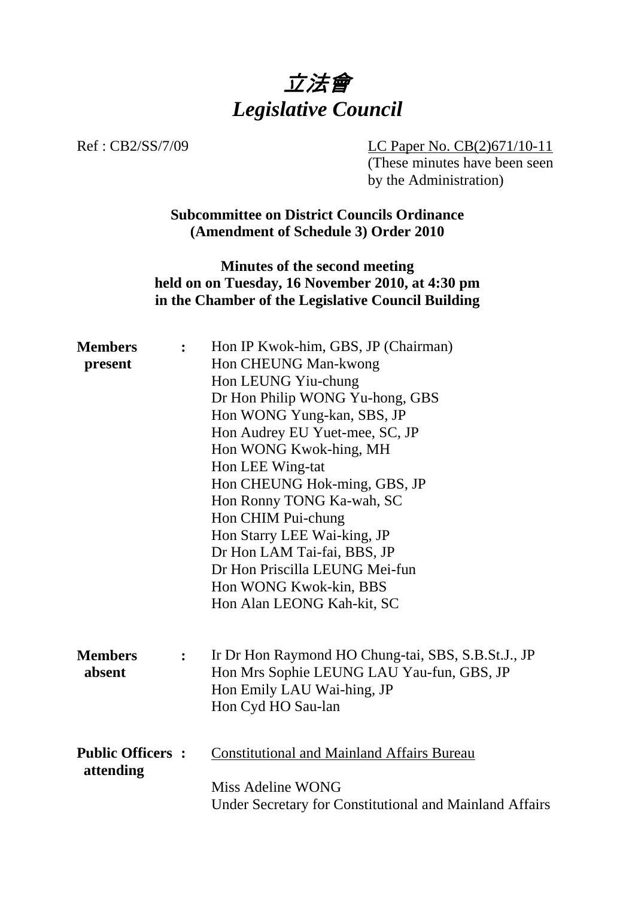# *立法會*
# *Legislative Council*

Ref : CB2/SS/7/09

LC Paper No. CB(2)671/10-11
(These minutes have been seen by the Administration)

**Subcommittee on District Councils Ordinance (Amendment of Schedule 3) Order 2010**

**Minutes of the second meeting held on on Tuesday, 16 November 2010, at 4:30 pm in the Chamber of the Legislative Council Building**

**Members present** :
Hon IP Kwok-him, GBS, JP (Chairman)
Hon CHEUNG Man-kwong
Hon LEUNG Yiu-chung
Dr Hon Philip WONG Yu-hong, GBS
Hon WONG Yung-kan, SBS, JP
Hon Audrey EU Yuet-mee, SC, JP
Hon WONG Kwok-hing, MH
Hon LEE Wing-tat
Hon CHEUNG Hok-ming, GBS, JP
Hon Ronny TONG Ka-wah, SC
Hon CHIM Pui-chung
Hon Starry LEE Wai-king, JP
Dr Hon LAM Tai-fai, BBS, JP
Dr Hon Priscilla LEUNG Mei-fun
Hon WONG Kwok-kin, BBS
Hon Alan LEONG Kah-kit, SC

**Members absent** :
Ir Dr Hon Raymond HO Chung-tai, SBS, S.B.St.J., JP
Hon Mrs Sophie LEUNG LAU Yau-fun, GBS, JP
Hon Emily LAU Wai-hing, JP
Hon Cyd HO Sau-lan

**Public Officers attending** :
Constitutional and Mainland Affairs Bureau

Miss Adeline WONG
Under Secretary for Constitutional and Mainland Affairs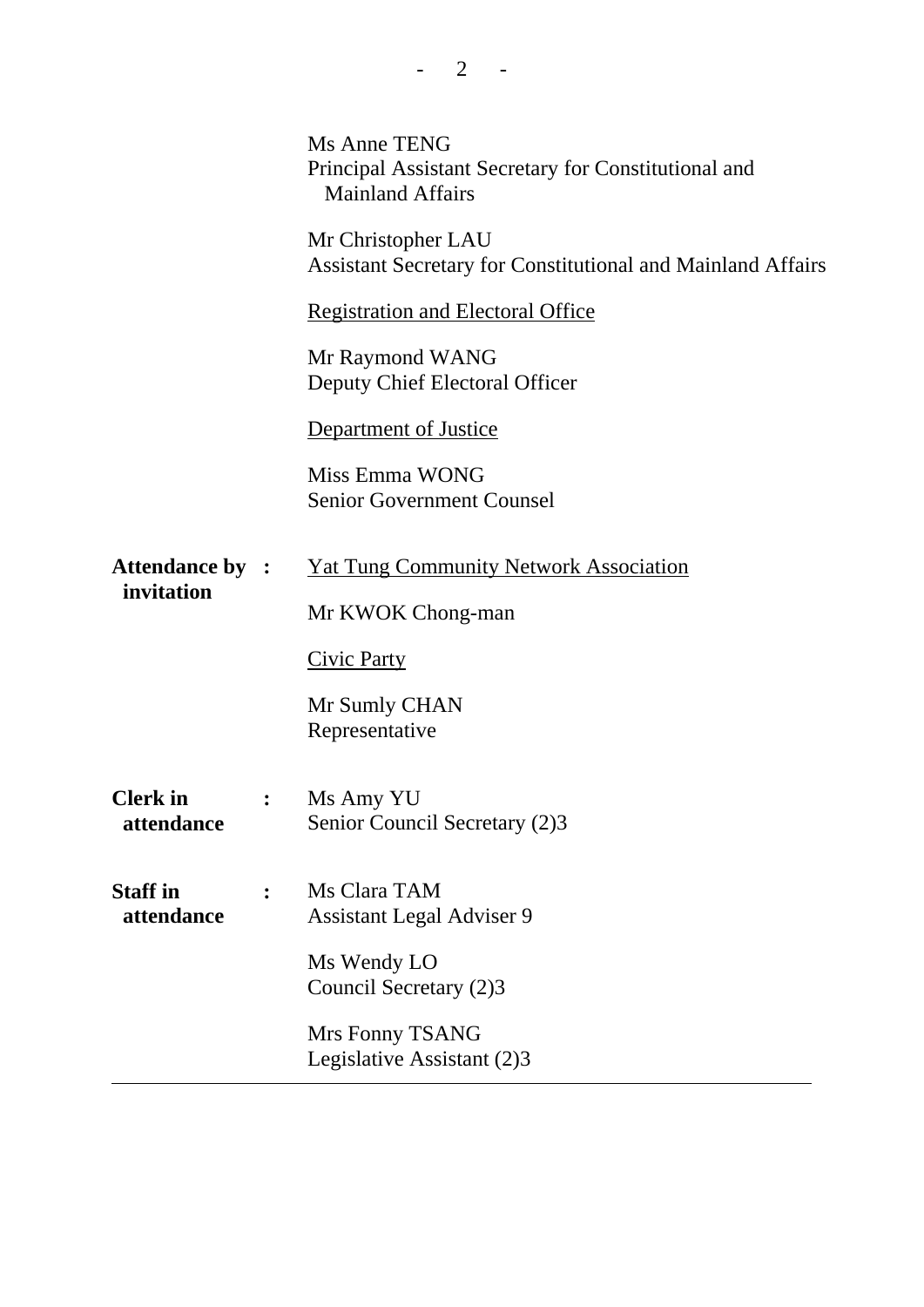Ms Anne TENG
Principal Assistant Secretary for Constitutional and Mainland Affairs

Mr Christopher LAU
Assistant Secretary for Constitutional and Mainland Affairs

Registration and Electoral Office

Mr Raymond WANG
Deputy Chief Electoral Officer

Department of Justice

Miss Emma WONG
Senior Government Counsel

**Attendance by invitation** :

Yat Tung Community Network Association

Mr KWOK Chong-man

Civic Party

Mr Sumly CHAN
Representative

**Clerk in attendance** :

Ms Amy YU
Senior Council Secretary (2)3

**Staff in attendance** :

Ms Clara TAM
Assistant Legal Adviser 9

Ms Wendy LO
Council Secretary (2)3

Mrs Fonny TSANG
Legislative Assistant (2)3

---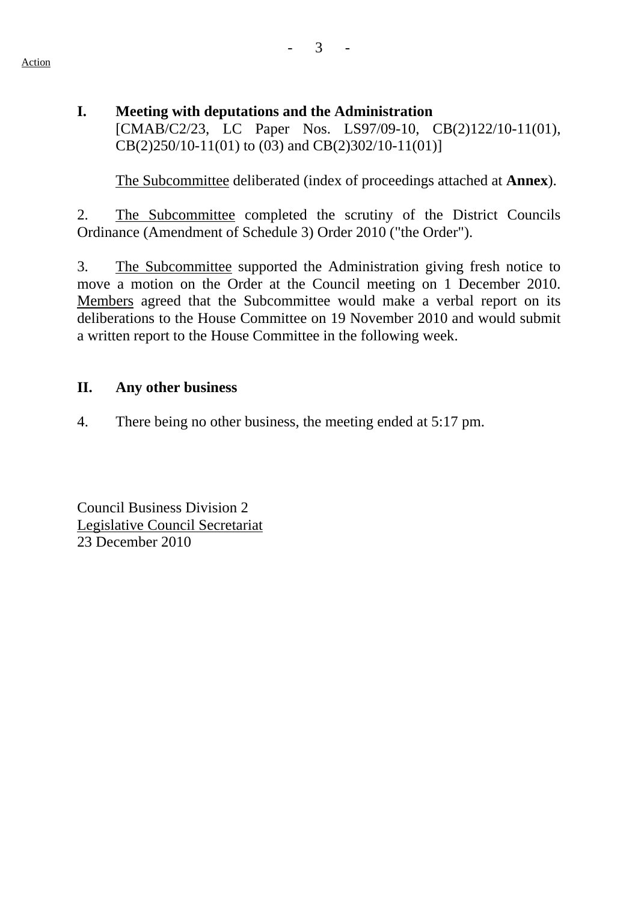Action

## I. Meeting with deputations and the Administration

[CMAB/C2/23, LC Paper Nos. LS97/09-10, CB(2)122/10-11(01), CB(2)250/10-11(01) to (03) and CB(2)302/10-11(01)]

The Subcommittee deliberated (index of proceedings attached at **Annex**).

2. The Subcommittee completed the scrutiny of the District Councils Ordinance (Amendment of Schedule 3) Order 2010 ("the Order").

3. The Subcommittee supported the Administration giving fresh notice to move a motion on the Order at the Council meeting on 1 December 2010. Members agreed that the Subcommittee would make a verbal report on its deliberations to the House Committee on 19 November 2010 and would submit a written report to the House Committee in the following week.

## II. Any other business

4. There being no other business, the meeting ended at 5:17 pm.

Council Business Division 2
Legislative Council Secretariat
23 December 2010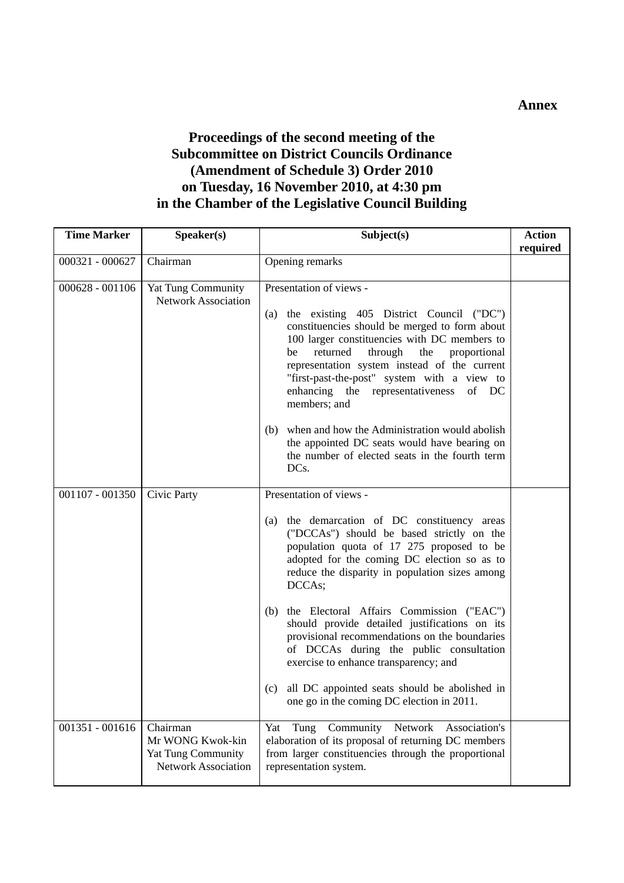**Annex**

**Proceedings of the second meeting of the Subcommittee on District Councils Ordinance (Amendment of Schedule 3) Order 2010 on Tuesday, 16 November 2010, at 4:30 pm in the Chamber of the Legislative Council Building**

| Time Marker | Speaker(s) | Subject(s) | Action required |
|---|---|---|---|
| 000321 - 000627 | Chairman | Opening remarks | |
| 000628 - 001106 | Yat Tung Community Network Association | Presentation of views - <br><br> (a) the existing 405 District Council ("DC") constituencies should be merged to form about 100 larger constituencies with DC members to be returned through the proportional representation system instead of the current "first-past-the-post" system with a view to enhancing the representativeness of DC members; and <br><br> (b) when and how the Administration would abolish the appointed DC seats would have bearing on the number of elected seats in the fourth term DCs. | |
| 001107 - 001350 | Civic Party | Presentation of views - <br><br> (a) the demarcation of DC constituency areas ("DCCAs") should be based strictly on the population quota of 17 275 proposed to be adopted for the coming DC election so as to reduce the disparity in population sizes among DCCAs; <br><br> (b) the Electoral Affairs Commission ("EAC") should provide detailed justifications on its provisional recommendations on the boundaries of DCCAs during the public consultation exercise to enhance transparency; and <br><br> (c) all DC appointed seats should be abolished in one go in the coming DC election in 2011. | |
| 001351 - 001616 | Chairman <br> Mr WONG Kwok-kin <br> Yat Tung Community Network Association | Yat Tung Community Network Association's elaboration of its proposal of returning DC members from larger constituencies through the proportional representation system. | |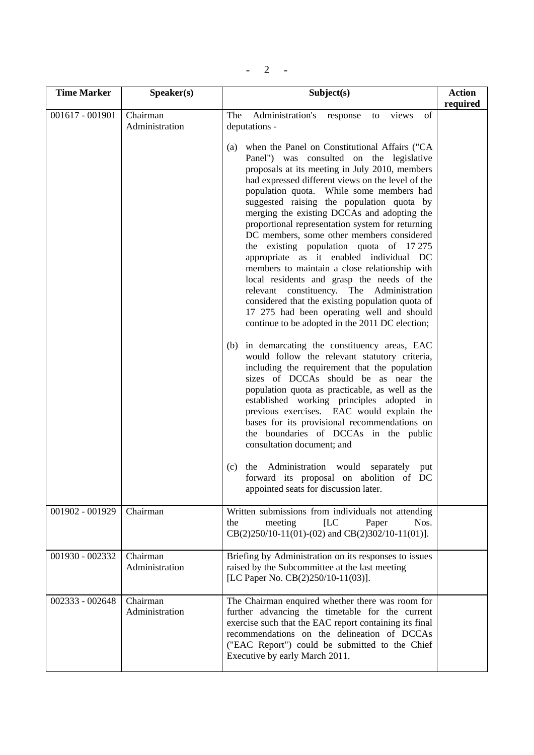| Time Marker | Speaker(s) | Subject(s) | Action required |
|---|---|---|---|
| 001617 - 001901 | Chairman<br>Administration | The Administration's response to views of deputations -<br><br>(a) when the Panel on Constitutional Affairs ("CA Panel") was consulted on the legislative proposals at its meeting in July 2010, members had expressed different views on the level of the population quota. While some members had suggested raising the population quota by merging the existing DCCAs and adopting the proportional representation system for returning DC members, some other members considered the existing population quota of 17 275 appropriate as it enabled individual DC members to maintain a close relationship with local residents and grasp the needs of the relevant constituency. The Administration considered that the existing population quota of 17 275 had been operating well and should continue to be adopted in the 2011 DC election;<br><br>(b) in demarcating the constituency areas, EAC would follow the relevant statutory criteria, including the requirement that the population sizes of DCCAs should be as near the population quota as practicable, as well as the established working principles adopted in previous exercises. EAC would explain the bases for its provisional recommendations on the boundaries of DCCAs in the public consultation document; and<br><br>(c) the Administration would separately put forward its proposal on abolition of DC appointed seats for discussion later. | |
| 001902 - 001929 | Chairman | Written submissions from individuals not attending the meeting [LC Paper Nos. CB(2)250/10-11(01)-(02) and CB(2)302/10-11(01)]. | |
| 001930 - 002332 | Chairman<br>Administration | Briefing by Administration on its responses to issues raised by the Subcommittee at the last meeting [LC Paper No. CB(2)250/10-11(03)]. | |
| 002333 - 002648 | Chairman<br>Administration | The Chairman enquired whether there was room for further advancing the timetable for the current exercise such that the EAC report containing its final recommendations on the delineation of DCCAs ("EAC Report") could be submitted to the Chief Executive by early March 2011. | |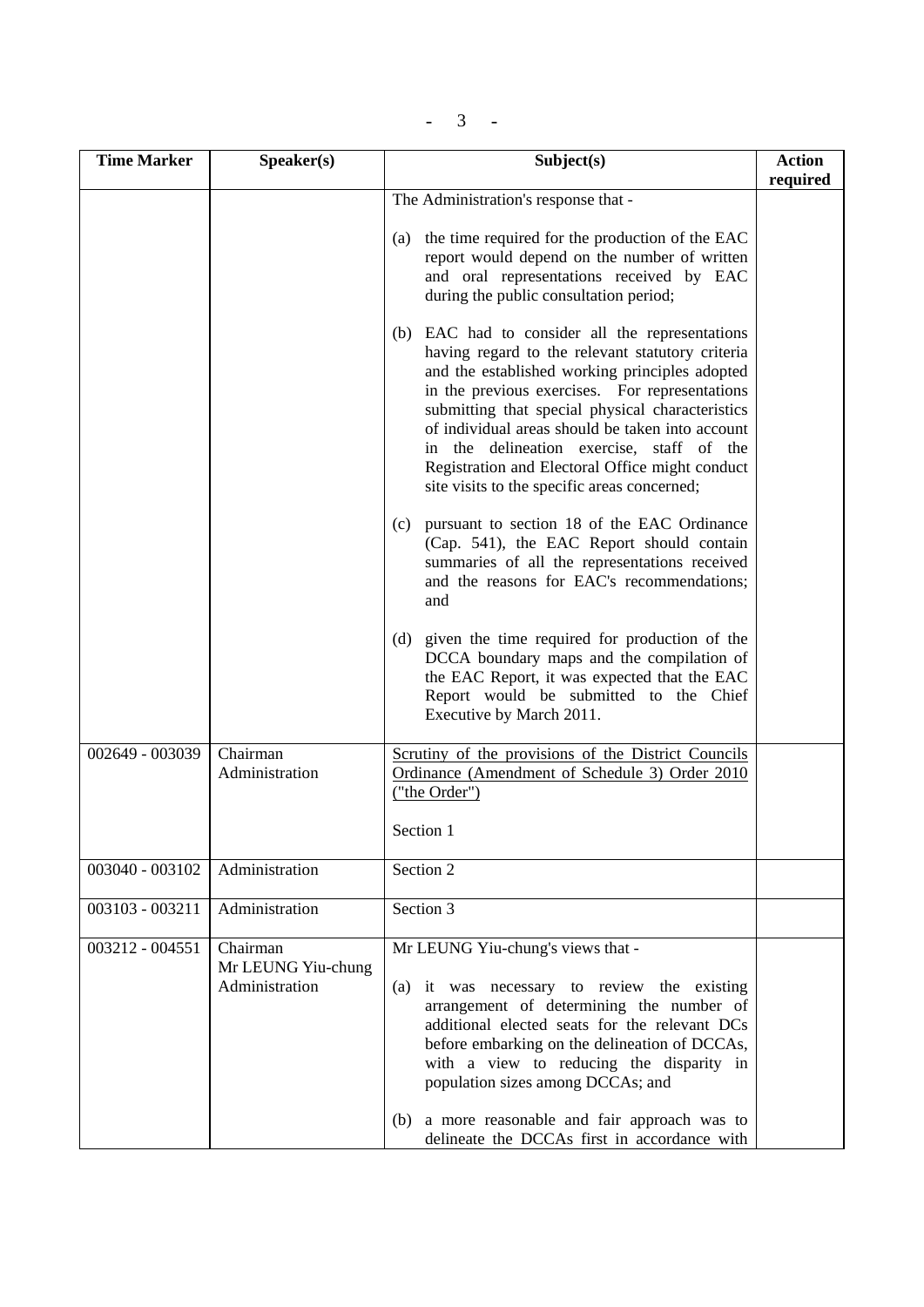| Time Marker | Speaker(s) | Subject(s) | Action required |
|---|---|---|---|
| | | The Administration's response that -<br><br>(a) the time required for the production of the EAC report would depend on the number of written and oral representations received by EAC during the public consultation period;<br><br>(b) EAC had to consider all the representations having regard to the relevant statutory criteria and the established working principles adopted in the previous exercises. For representations submitting that special physical characteristics of individual areas should be taken into account in the delineation exercise, staff of the Registration and Electoral Office might conduct site visits to the specific areas concerned;<br><br>(c) pursuant to section 18 of the EAC Ordinance (Cap. 541), the EAC Report should contain summaries of all the representations received and the reasons for EAC's recommendations; and<br><br>(d) given the time required for production of the DCCA boundary maps and the compilation of the EAC Report, it was expected that the EAC Report would be submitted to the Chief Executive by March 2011. | |
| 002649 - 003039 | Chairman<br>Administration | <u>Scrutiny of the provisions of the District Councils Ordinance (Amendment of Schedule 3) Order 2010 ("the Order")</u><br><br>Section 1 | |
| 003040 - 003102 | Administration | Section 2 | |
| 003103 - 003211 | Administration | Section 3 | |
| 003212 - 004551 | Chairman<br>Mr LEUNG Yiu-chung<br>Administration | Mr LEUNG Yiu-chung's views that -<br><br>(a) it was necessary to review the existing arrangement of determining the number of additional elected seats for the relevant DCs before embarking on the delineation of DCCAs, with a view to reducing the disparity in population sizes among DCCAs; and<br><br>(b) a more reasonable and fair approach was to delineate the DCCAs first in accordance with | |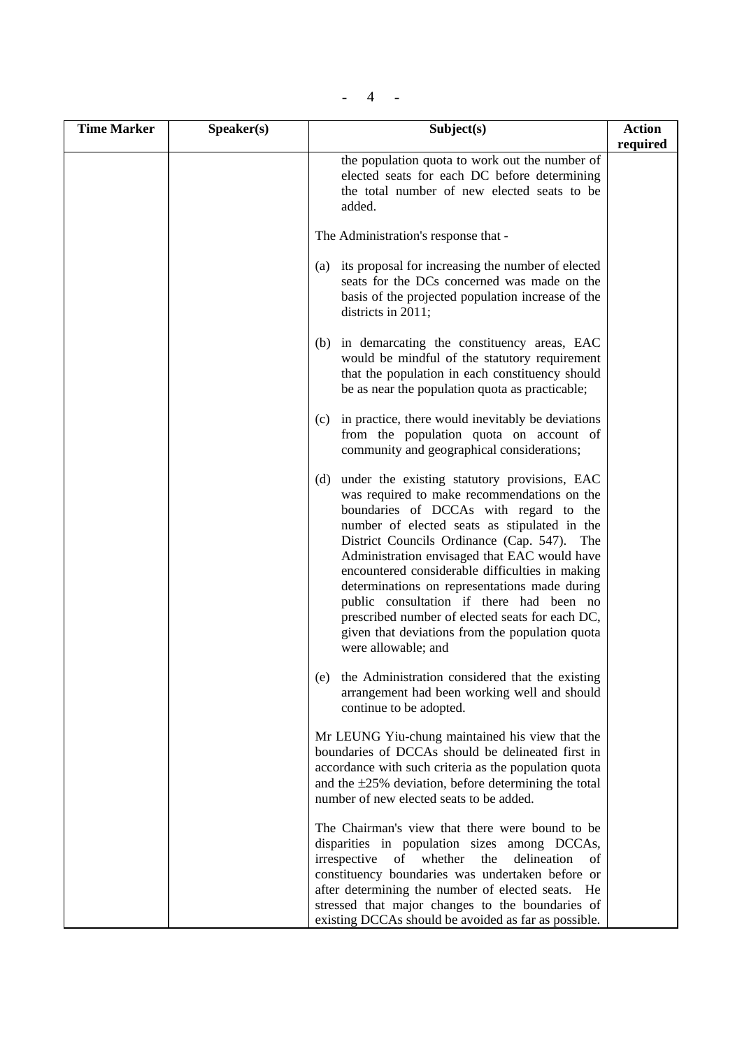| Time Marker | Speaker(s) | Subject(s) | Action required |
|---|---|---|---|
| | | the population quota to work out the number of elected seats for each DC before determining the total number of new elected seats to be added.<br><br>The Administration's response that -<br><br>(a) its proposal for increasing the number of elected seats for the DCs concerned was made on the basis of the projected population increase of the districts in 2011;<br><br>(b) in demarcating the constituency areas, EAC would be mindful of the statutory requirement that the population in each constituency should be as near the population quota as practicable;<br><br>(c) in practice, there would inevitably be deviations from the population quota on account of community and geographical considerations;<br><br>(d) under the existing statutory provisions, EAC was required to make recommendations on the boundaries of DCCAs with regard to the number of elected seats as stipulated in the District Councils Ordinance (Cap. 547). The Administration envisaged that EAC would have encountered considerable difficulties in making determinations on representations made during public consultation if there had been no prescribed number of elected seats for each DC, given that deviations from the population quota were allowable; and<br><br>(e) the Administration considered that the existing arrangement had been working well and should continue to be adopted.<br><br>Mr LEUNG Yiu-chung maintained his view that the boundaries of DCCAs should be delineated first in accordance with such criteria as the population quota and the ±25% deviation, before determining the total number of new elected seats to be added.<br><br>The Chairman's view that there were bound to be disparities in population sizes among DCCAs, irrespective of whether the delineation of constituency boundaries was undertaken before or after determining the number of elected seats. He stressed that major changes to the boundaries of existing DCCAs should be avoided as far as possible. | |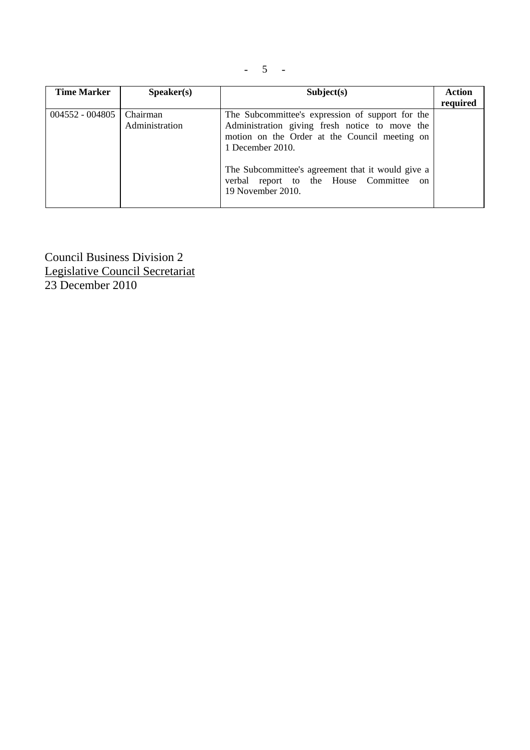| Time Marker | Speaker(s) | Subject(s) | Action required |
|---|---|---|---|
| 004552 - 004805 | Chairman<br>Administration | The Subcommittee's expression of support for the Administration giving fresh notice to move the motion on the Order at the Council meeting on 1 December 2010.<br><br>The Subcommittee's agreement that it would give a verbal report to the House Committee on 19 November 2010. | |

Council Business Division 2
Legislative Council Secretariat
23 December 2010